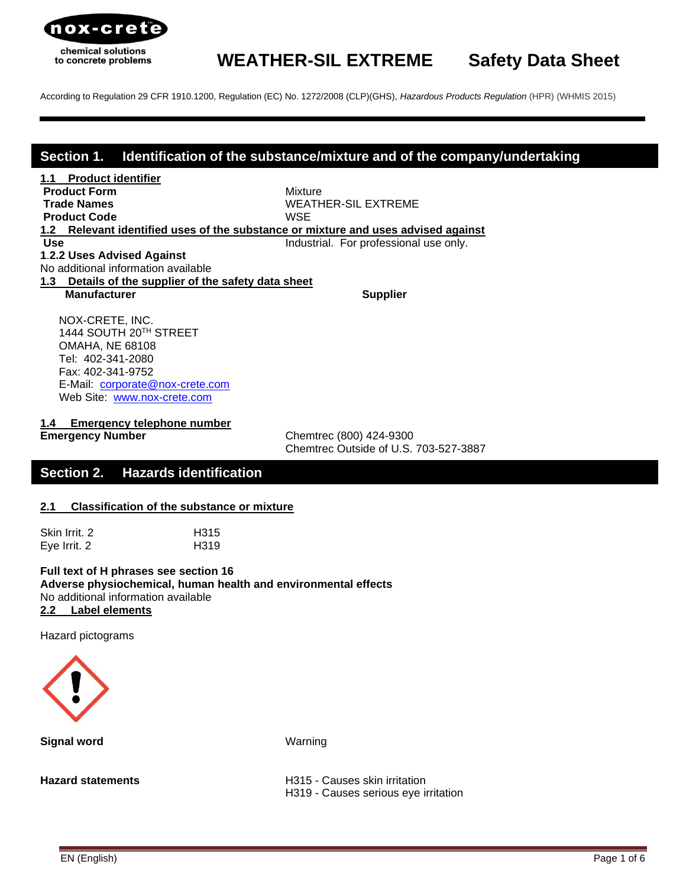nox-crete

chemical solutions to concrete problems

# WEATHER-SIL EXTREME Safety Data Sheet

According to Regulation 29 CFR 1910.1200, Regulation (EC) No. 1272/2008 (CLP)(GHS), *Hazardous Products Regulation* (HPR) (WHMIS 2015)

## Section 1. Identification of the substance/mixture and of the company/undertaking

**1.1 Product identifier**

| | |
|---|---|
| **Product Form** | Mixture |
| **Trade Names** | WEATHER-SIL EXTREME |
| **Product Code** | WSE |

**1.2 Relevant identified uses of the substance or mixture and uses advised against**

| | |
|---|---|
| **Use** | Industrial. For professional use only. |

**1.2.2 Uses Advised Against**

No additional information available

**1.3 Details of the supplier of the safety data sheet**

**Manufacturer** **Supplier**

NOX-CRETE, INC.
1444 SOUTH 20TH STREET
OMAHA, NE 68108
Tel: 402-341-2080
Fax: 402-341-9752
E-Mail: corporate@nox-crete.com
Web Site: www.nox-crete.com

**1.4 Emergency telephone number**

| | |
|---|---|
| **Emergency Number** | Chemtrec (800) 424-9300<br>Chemtrec Outside of U.S. 703-527-3887 |

## Section 2. Hazards identification

**2.1 Classification of the substance or mixture**

| | |
|---|---|
| Skin Irrit. 2 | H315 |
| Eye Irrit. 2 | H319 |

**Full text of H phrases see section 16**

**Adverse physiochemical, human health and environmental effects**

No additional information available

**2.2 Label elements**

Hazard pictograms

| | |
|---|---|
| **Signal word** | Warning |
| **Hazard statements** | H315 - Causes skin irritation<br>H319 - Causes serious eye irritation |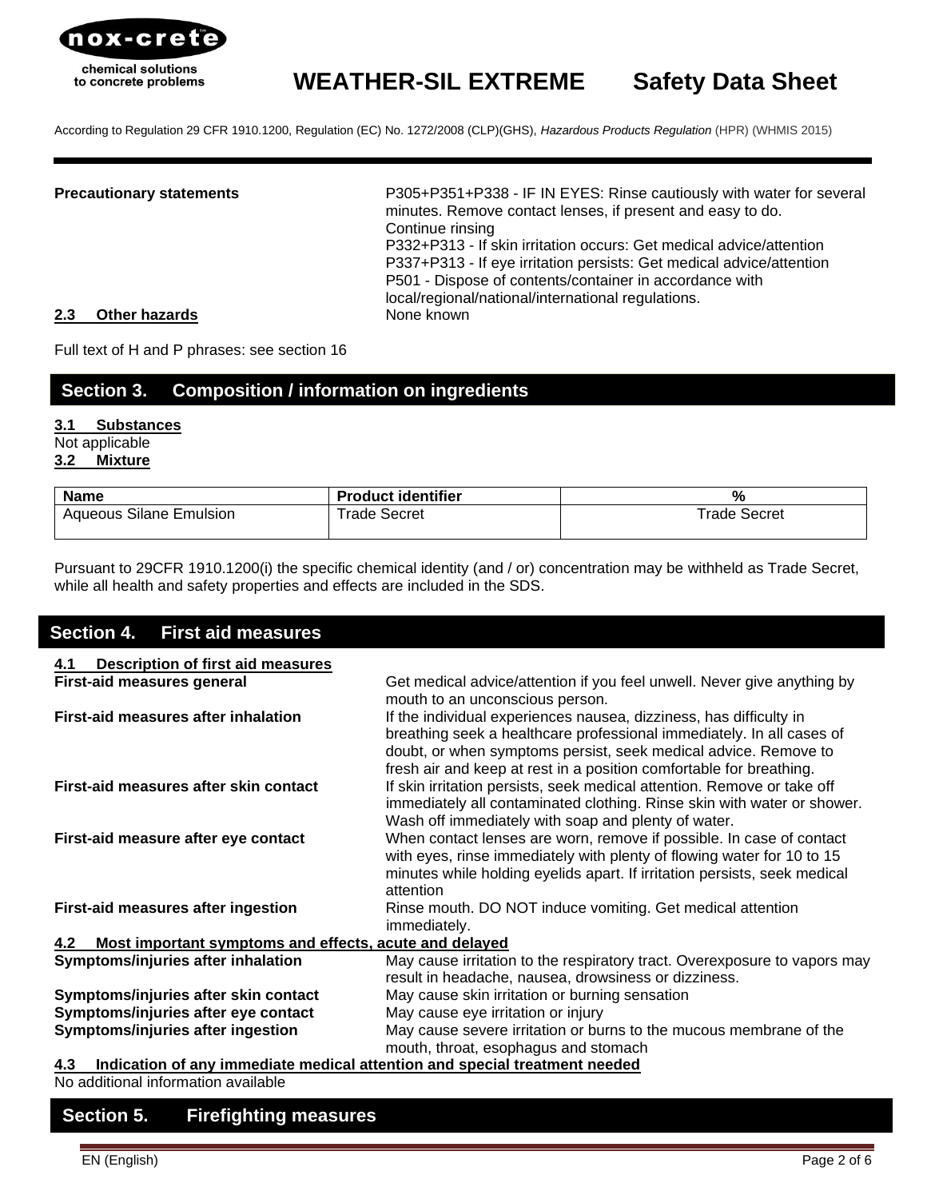| | |
|---|---|
| **Precautionary statements** | P305+P351+P338 - IF IN EYES: Rinse cautiously with water for several minutes. Remove contact lenses, if present and easy to do. Continue rinsing<br>P332+P313 - If skin irritation occurs: Get medical advice/attention<br>P337+P313 - If eye irritation persists: Get medical advice/attention<br>P501 - Dispose of contents/container in accordance with local/regional/national/international regulations. |
| **2.3 Other hazards** | None known |

Full text of H and P phrases: see section 16

## Section 3. Composition / information on ingredients

**3.1 Substances**

Not applicable

**3.2 Mixture**

| Name | Product identifier | % |
|---|---|---|
| Aqueous Silane Emulsion | Trade Secret | Trade Secret |

Pursuant to 29CFR 1910.1200(i) the specific chemical identity (and / or) concentration may be withheld as Trade Secret, while all health and safety properties and effects are included in the SDS.

## Section 4. First aid measures

**4.1 Description of first aid measures**

| | |
|---|---|
| **First-aid measures general** | Get medical advice/attention if you feel unwell. Never give anything by mouth to an unconscious person. |
| **First-aid measures after inhalation** | If the individual experiences nausea, dizziness, has difficulty in breathing seek a healthcare professional immediately. In all cases of doubt, or when symptoms persist, seek medical advice. Remove to fresh air and keep at rest in a position comfortable for breathing. |
| **First-aid measures after skin contact** | If skin irritation persists, seek medical attention. Remove or take off immediately all contaminated clothing. Rinse skin with water or shower. Wash off immediately with soap and plenty of water. |
| **First-aid measure after eye contact** | When contact lenses are worn, remove if possible. In case of contact with eyes, rinse immediately with plenty of flowing water for 10 to 15 minutes while holding eyelids apart. If irritation persists, seek medical attention |
| **First-aid measures after ingestion** | Rinse mouth. DO NOT induce vomiting. Get medical attention immediately. |

**4.2 Most important symptoms and effects, acute and delayed**

| | |
|---|---|
| **Symptoms/injuries after inhalation** | May cause irritation to the respiratory tract. Overexposure to vapors may result in headache, nausea, drowsiness or dizziness. |
| **Symptoms/injuries after skin contact** | May cause skin irritation or burning sensation |
| **Symptoms/injuries after eye contact** | May cause eye irritation or injury |
| **Symptoms/injuries after ingestion** | May cause severe irritation or burns to the mucous membrane of the mouth, throat, esophagus and stomach |

**4.3 Indication of any immediate medical attention and special treatment needed**

No additional information available

## Section 5. Firefighting measures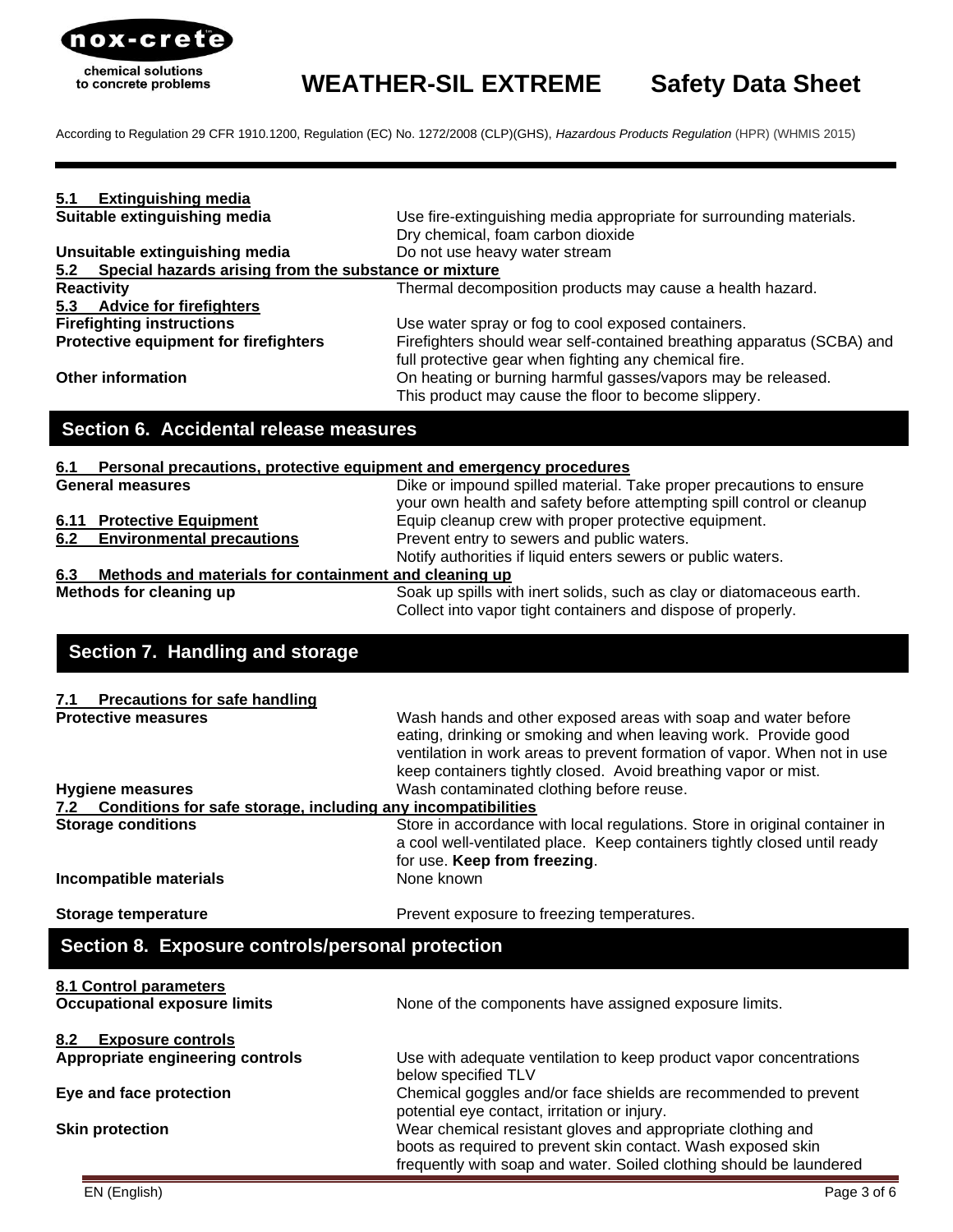### 5.1 Extinguishing media

| | |
|---|---|
| **Suitable extinguishing media** | Use fire-extinguishing media appropriate for surrounding materials. Dry chemical, foam carbon dioxide |
| **Unsuitable extinguishing media** | Do not use heavy water stream |

### 5.2 Special hazards arising from the substance or mixture

| | |
|---|---|
| **Reactivity** | Thermal decomposition products may cause a health hazard. |

### 5.3 Advice for firefighters

| | |
|---|---|
| **Firefighting instructions** | Use water spray or fog to cool exposed containers. |
| **Protective equipment for firefighters** | Firefighters should wear self-contained breathing apparatus (SCBA) and full protective gear when fighting any chemical fire. |
| **Other information** | On heating or burning harmful gasses/vapors may be released. This product may cause the floor to become slippery. |

## Section 6. Accidental release measures

### 6.1 Personal precautions, protective equipment and emergency procedures

| | |
|---|---|
| **General measures** | Dike or impound spilled material. Take proper precautions to ensure your own health and safety before attempting spill control or cleanup |
| **6.11 Protective Equipment** | Equip cleanup crew with proper protective equipment. |
| **6.2 Environmental precautions** | Prevent entry to sewers and public waters. Notify authorities if liquid enters sewers or public waters. |

### 6.3 Methods and materials for containment and cleaning up

| | |
|---|---|
| **Methods for cleaning up** | Soak up spills with inert solids, such as clay or diatomaceous earth. Collect into vapor tight containers and dispose of properly. |

## Section 7. Handling and storage

### 7.1 Precautions for safe handling

| | |
|---|---|
| **Protective measures** | Wash hands and other exposed areas with soap and water before eating, drinking or smoking and when leaving work. Provide good ventilation in work areas to prevent formation of vapor. When not in use keep containers tightly closed. Avoid breathing vapor or mist. |
| **Hygiene measures** | Wash contaminated clothing before reuse. |

### 7.2 Conditions for safe storage, including any incompatibilities

| | |
|---|---|
| **Storage conditions** | Store in accordance with local regulations. Store in original container in a cool well-ventilated place. Keep containers tightly closed until ready for use. **Keep from freezing**. |
| **Incompatible materials** | None known |
| **Storage temperature** | Prevent exposure to freezing temperatures. |

## Section 8. Exposure controls/personal protection

### 8.1 Control parameters

| | |
|---|---|
| **Occupational exposure limits** | None of the components have assigned exposure limits. |

### 8.2 Exposure controls

| | |
|---|---|
| **Appropriate engineering controls** | Use with adequate ventilation to keep product vapor concentrations below specified TLV |
| **Eye and face protection** | Chemical goggles and/or face shields are recommended to prevent potential eye contact, irritation or injury. |
| **Skin protection** | Wear chemical resistant gloves and appropriate clothing and boots as required to prevent skin contact. Wash exposed skin frequently with soap and water. Soiled clothing should be laundered |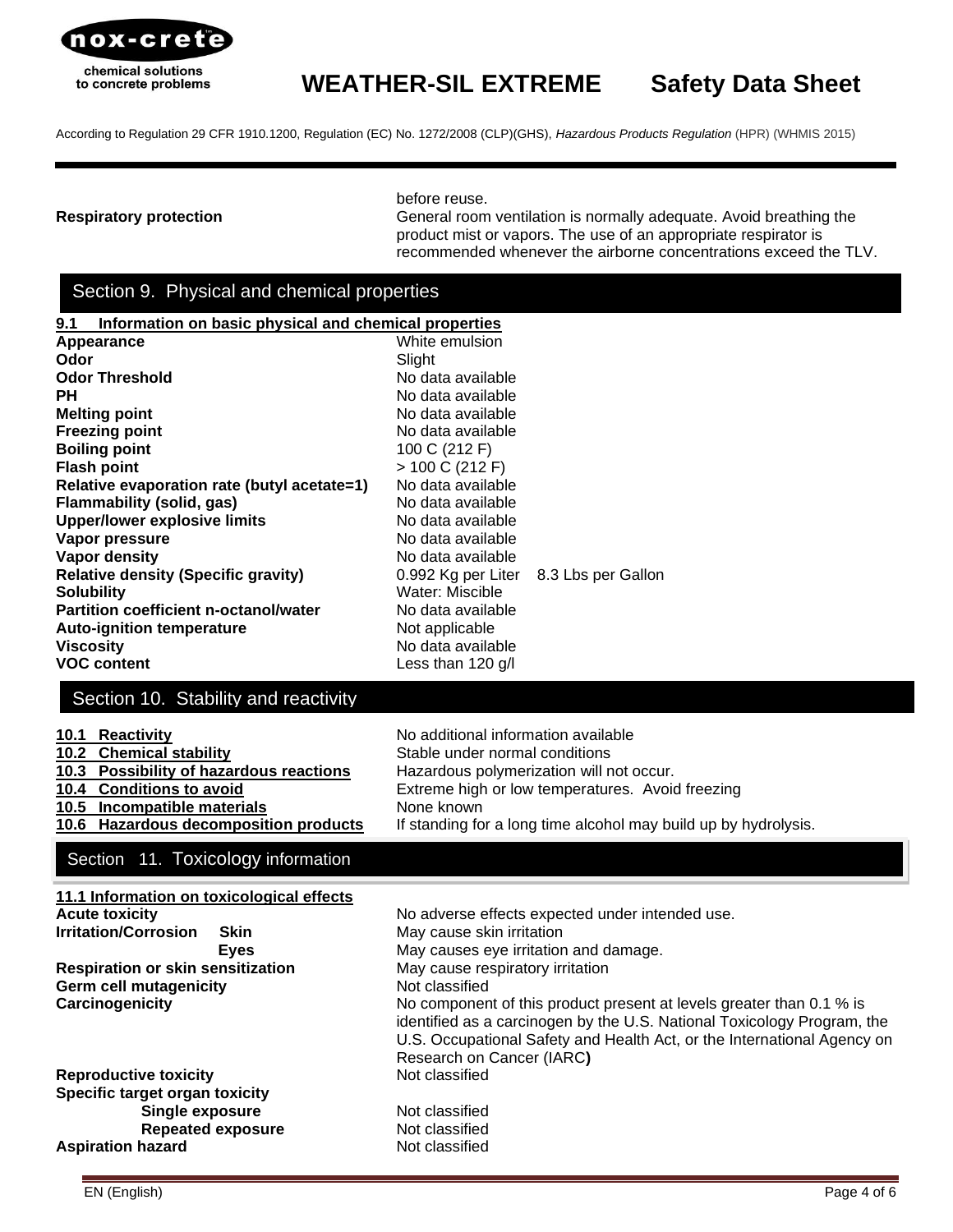| | |
|---|---|
| | before reuse. |
| **Respiratory protection** | General room ventilation is normally adequate. Avoid breathing the product mist or vapors. The use of an appropriate respirator is recommended whenever the airborne concentrations exceed the TLV. |

## Section 9. Physical and chemical properties

**9.1 Information on basic physical and chemical properties**

| | |
|---|---|
| **Appearance** | White emulsion |
| **Odor** | Slight |
| **Odor Threshold** | No data available |
| **PH** | No data available |
| **Melting point** | No data available |
| **Freezing point** | No data available |
| **Boiling point** | 100 C (212 F) |
| **Flash point** | > 100 C (212 F) |
| **Relative evaporation rate (butyl acetate=1)** | No data available |
| **Flammability (solid, gas)** | No data available |
| **Upper/lower explosive limits** | No data available |
| **Vapor pressure** | No data available |
| **Vapor density** | No data available |
| **Relative density (Specific gravity)** | 0.992 Kg per Liter 8.3 Lbs per Gallon |
| **Solubility** | Water: Miscible |
| **Partition coefficient n-octanol/water** | No data available |
| **Auto-ignition temperature** | Not applicable |
| **Viscosity** | No data available |
| **VOC content** | Less than 120 g/l |

## Section 10. Stability and reactivity

| | |
|---|---|
| **10.1 Reactivity** | No additional information available |
| **10.2 Chemical stability** | Stable under normal conditions |
| **10.3 Possibility of hazardous reactions** | Hazardous polymerization will not occur. |
| **10.4 Conditions to avoid** | Extreme high or low temperatures. Avoid freezing |
| **10.5 Incompatible materials** | None known |
| **10.6 Hazardous decomposition products** | If standing for a long time alcohol may build up by hydrolysis. |

## Section 11. Toxicology information

**11.1 Information on toxicological effects**

| | |
|---|---|
| **Acute toxicity** | No adverse effects expected under intended use. |
| **Irritation/Corrosion Skin** | May cause skin irritation |
| **Eyes** | May causes eye irritation and damage. |
| **Respiration or skin sensitization** | May cause respiratory irritation |
| **Germ cell mutagenicity** | Not classified |
| **Carcinogenicity** | No component of this product present at levels greater than 0.1 % is identified as a carcinogen by the U.S. National Toxicology Program, the U.S. Occupational Safety and Health Act, or the International Agency on Research on Cancer (IARC**)** |
| **Reproductive toxicity** | Not classified |
| **Specific target organ toxicity** | |
| **Single exposure** | Not classified |
| **Repeated exposure** | Not classified |
| **Aspiration hazard** | Not classified |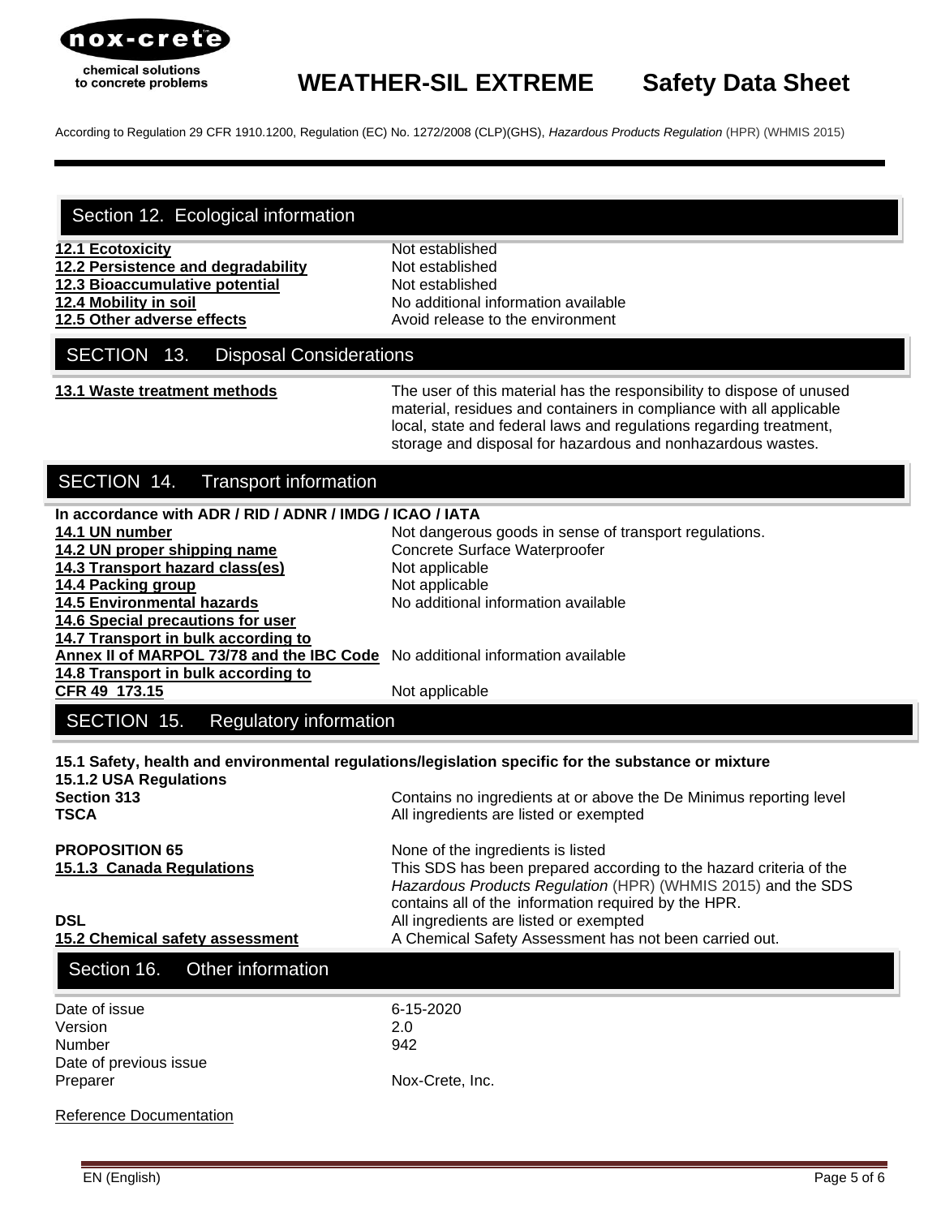# WEATHER-SIL EXTREME Safety Data Sheet

According to Regulation 29 CFR 1910.1200, Regulation (EC) No. 1272/2008 (CLP)(GHS), *Hazardous Products Regulation* (HPR) (WHMIS 2015)

## Section 12. Ecological information

| | |
|---|---|
| **12.1 Ecotoxicity** | Not established |
| **12.2 Persistence and degradability** | Not established |
| **12.3 Bioaccumulative potential** | Not established |
| **12.4 Mobility in soil** | No additional information available |
| **12.5 Other adverse effects** | Avoid release to the environment |

## SECTION 13. Disposal Considerations

| | |
|---|---|
| **13.1 Waste treatment methods** | The user of this material has the responsibility to dispose of unused material, residues and containers in compliance with all applicable local, state and federal laws and regulations regarding treatment, storage and disposal for hazardous and nonhazardous wastes. |

## SECTION 14. Transport information

**In accordance with ADR / RID / ADNR / IMDG / ICAO / IATA**

| | |
|---|---|
| **14.1 UN number** | Not dangerous goods in sense of transport regulations. |
| **14.2 UN proper shipping name** | Concrete Surface Waterproofer |
| **14.3 Transport hazard class(es)** | Not applicable |
| **14.4 Packing group** | Not applicable |
| **14.5 Environmental hazards** | No additional information available |
| **14.6 Special precautions for user** | |
| **14.7 Transport in bulk according to Annex II of MARPOL 73/78 and the IBC Code** | No additional information available |
| **14.8 Transport in bulk according to CFR 49 173.15** | Not applicable |

## SECTION 15. Regulatory information

**15.1 Safety, health and environmental regulations/legislation specific for the substance or mixture**

**15.1.2 USA Regulations**

| | |
|---|---|
| **Section 313** | Contains no ingredients at or above the De Minimus reporting level |
| **TSCA** | All ingredients are listed or exempted |
| **PROPOSITION 65** | None of the ingredients is listed |
| **15.1.3 Canada Regulations** | This SDS has been prepared according to the hazard criteria of the *Hazardous Products Regulation* (HPR) (WHMIS 2015) and the SDS contains all of the information required by the HPR. |
| **DSL** | All ingredients are listed or exempted |
| **15.2 Chemical safety assessment** | A Chemical Safety Assessment has not been carried out. |

## Section 16. Other information

| | |
|---|---|
| Date of issue | 6-15-2020 |
| Version | 2.0 |
| Number | 942 |
| Date of previous issue | |
| Preparer | Nox-Crete, Inc. |

Reference Documentation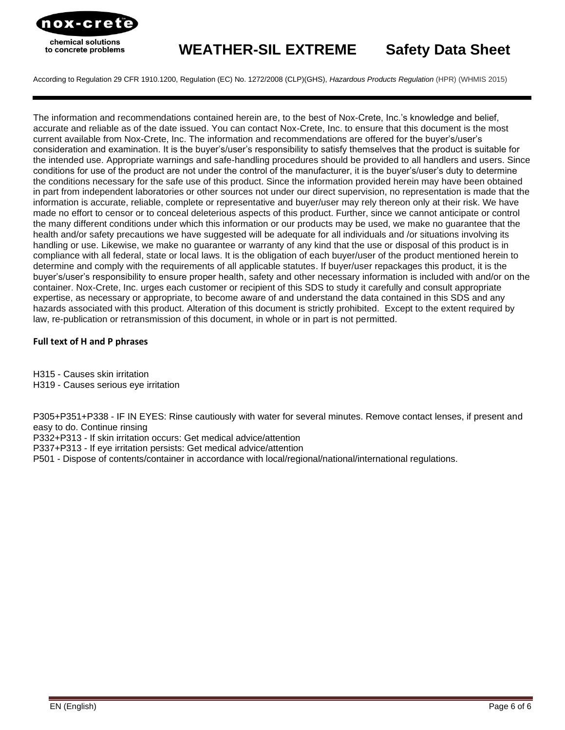The information and recommendations contained herein are, to the best of Nox-Crete, Inc.'s knowledge and belief, accurate and reliable as of the date issued. You can contact Nox-Crete, Inc. to ensure that this document is the most current available from Nox-Crete, Inc. The information and recommendations are offered for the buyer's/user's consideration and examination. It is the buyer's/user's responsibility to satisfy themselves that the product is suitable for the intended use. Appropriate warnings and safe-handling procedures should be provided to all handlers and users. Since conditions for use of the product are not under the control of the manufacturer, it is the buyer's/user's duty to determine the conditions necessary for the safe use of this product. Since the information provided herein may have been obtained in part from independent laboratories or other sources not under our direct supervision, no representation is made that the information is accurate, reliable, complete or representative and buyer/user may rely thereon only at their risk. We have made no effort to censor or to conceal deleterious aspects of this product. Further, since we cannot anticipate or control the many different conditions under which this information or our products may be used, we make no guarantee that the health and/or safety precautions we have suggested will be adequate for all individuals and /or situations involving its handling or use. Likewise, we make no guarantee or warranty of any kind that the use or disposal of this product is in compliance with all federal, state or local laws. It is the obligation of each buyer/user of the product mentioned herein to determine and comply with the requirements of all applicable statutes. If buyer/user repackages this product, it is the buyer's/user's responsibility to ensure proper health, safety and other necessary information is included with and/or on the container. Nox-Crete, Inc. urges each customer or recipient of this SDS to study it carefully and consult appropriate expertise, as necessary or appropriate, to become aware of and understand the data contained in this SDS and any hazards associated with this product. Alteration of this document is strictly prohibited. Except to the extent required by law, re-publication or retransmission of this document, in whole or in part is not permitted.

**Full text of H and P phrases**

H315 - Causes skin irritation
H319 - Causes serious eye irritation

P305+P351+P338 - IF IN EYES: Rinse cautiously with water for several minutes. Remove contact lenses, if present and easy to do. Continue rinsing
P332+P313 - If skin irritation occurs: Get medical advice/attention
P337+P313 - If eye irritation persists: Get medical advice/attention
P501 - Dispose of contents/container in accordance with local/regional/national/international regulations.